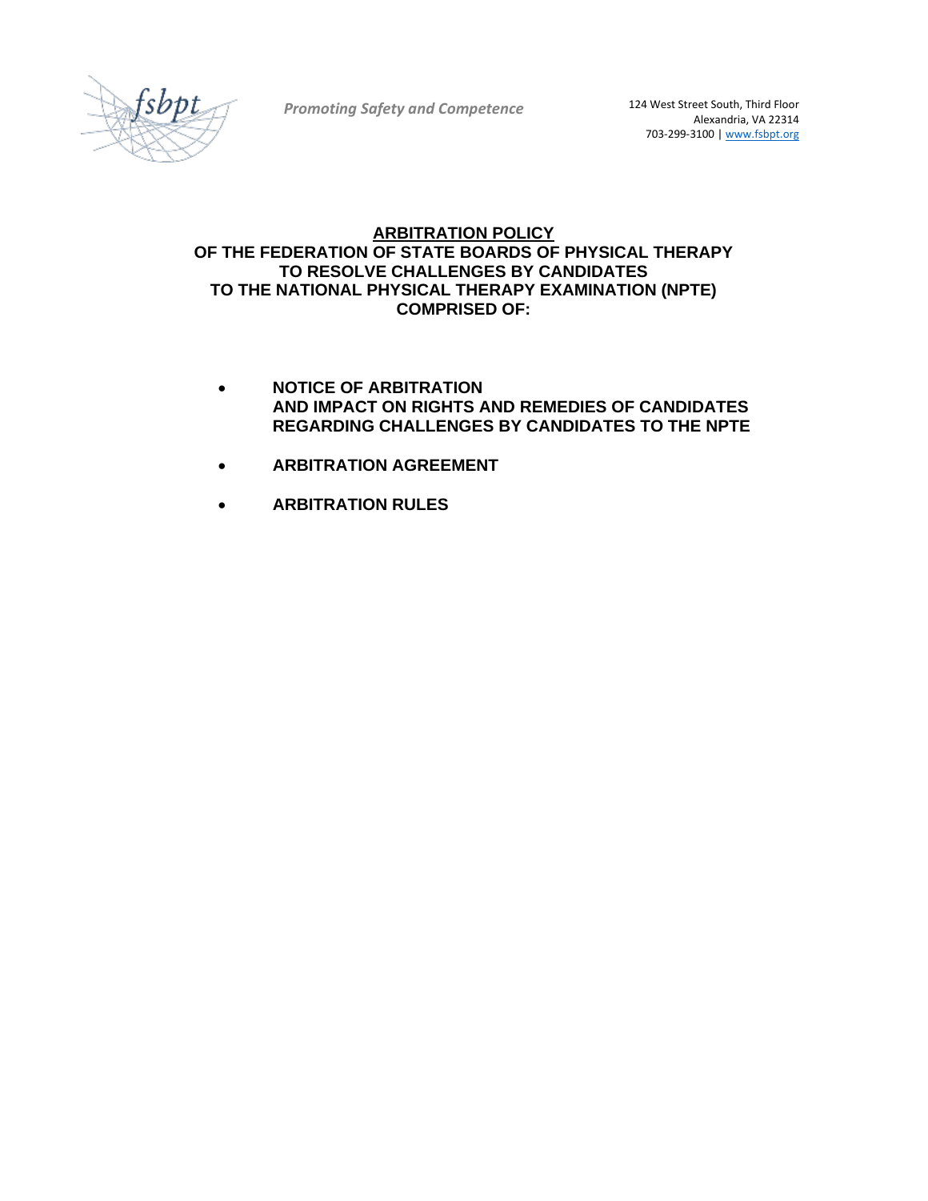*Promoting Safety and Competence*

124 West Street South, Third Floor
Alexandria, VA 22314
703-299-3100 | www.fsbpt.org

# ARBITRATION POLICY
# OF THE FEDERATION OF STATE BOARDS OF PHYSICAL THERAPY TO RESOLVE CHALLENGES BY CANDIDATES TO THE NATIONAL PHYSICAL THERAPY EXAMINATION (NPTE) COMPRISED OF:

- **NOTICE OF ARBITRATION AND IMPACT ON RIGHTS AND REMEDIES OF CANDIDATES REGARDING CHALLENGES BY CANDIDATES TO THE NPTE**
- **ARBITRATION AGREEMENT**
- **ARBITRATION RULES**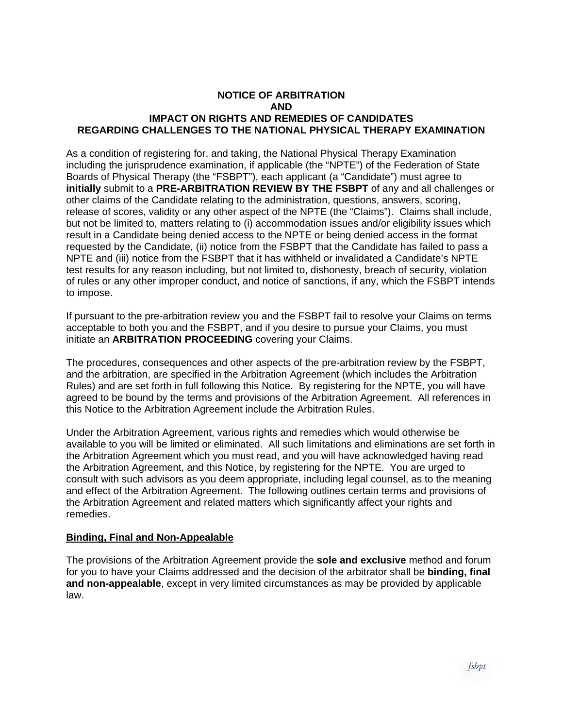**NOTICE OF ARBITRATION**
**AND**
**IMPACT ON RIGHTS AND REMEDIES OF CANDIDATES**
**REGARDING CHALLENGES TO THE NATIONAL PHYSICAL THERAPY EXAMINATION**

As a condition of registering for, and taking, the National Physical Therapy Examination including the jurisprudence examination, if applicable (the "NPTE") of the Federation of State Boards of Physical Therapy (the "FSBPT"), each applicant (a "Candidate") must agree to **initially** submit to a **PRE-ARBITRATION REVIEW BY THE FSBPT** of any and all challenges or other claims of the Candidate relating to the administration, questions, answers, scoring, release of scores, validity or any other aspect of the NPTE (the "Claims"). Claims shall include, but not be limited to, matters relating to (i) accommodation issues and/or eligibility issues which result in a Candidate being denied access to the NPTE or being denied access in the format requested by the Candidate, (ii) notice from the FSBPT that the Candidate has failed to pass a NPTE and (iii) notice from the FSBPT that it has withheld or invalidated a Candidate's NPTE test results for any reason including, but not limited to, dishonesty, breach of security, violation of rules or any other improper conduct, and notice of sanctions, if any, which the FSBPT intends to impose.

If pursuant to the pre-arbitration review you and the FSBPT fail to resolve your Claims on terms acceptable to both you and the FSBPT, and if you desire to pursue your Claims, you must initiate an **ARBITRATION PROCEEDING** covering your Claims.

The procedures, consequences and other aspects of the pre-arbitration review by the FSBPT, and the arbitration, are specified in the Arbitration Agreement (which includes the Arbitration Rules) and are set forth in full following this Notice. By registering for the NPTE, you will have agreed to be bound by the terms and provisions of the Arbitration Agreement. All references in this Notice to the Arbitration Agreement include the Arbitration Rules.

Under the Arbitration Agreement, various rights and remedies which would otherwise be available to you will be limited or eliminated. All such limitations and eliminations are set forth in the Arbitration Agreement which you must read, and you will have acknowledged having read the Arbitration Agreement, and this Notice, by registering for the NPTE. You are urged to consult with such advisors as you deem appropriate, including legal counsel, as to the meaning and effect of the Arbitration Agreement. The following outlines certain terms and provisions of the Arbitration Agreement and related matters which significantly affect your rights and remedies.

**Binding, Final and Non-Appealable**

The provisions of the Arbitration Agreement provide the **sole and exclusive** method and forum for you to have your Claims addressed and the decision of the arbitrator shall be **binding, final and non-appealable**, except in very limited circumstances as may be provided by applicable law.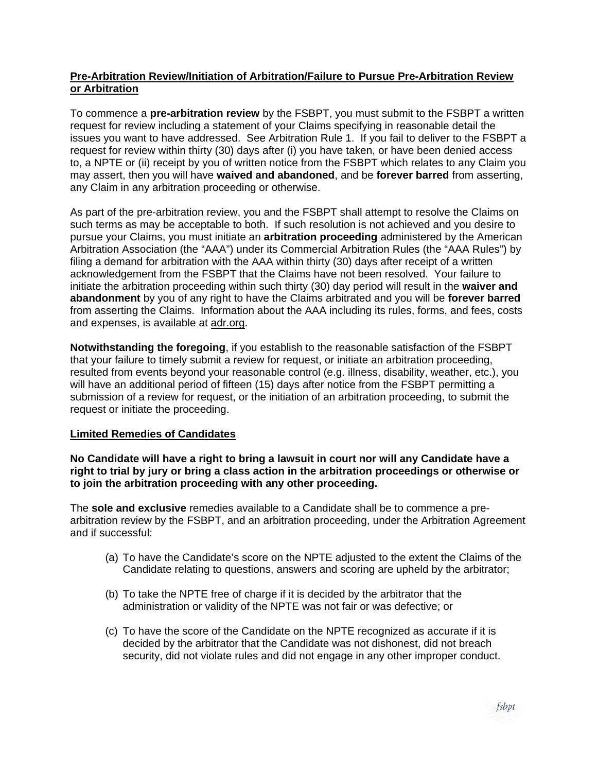**Pre-Arbitration Review/Initiation of Arbitration/Failure to Pursue Pre-Arbitration Review or Arbitration**

To commence a **pre-arbitration review** by the FSBPT, you must submit to the FSBPT a written request for review including a statement of your Claims specifying in reasonable detail the issues you want to have addressed. See Arbitration Rule 1. If you fail to deliver to the FSBPT a request for review within thirty (30) days after (i) you have taken, or have been denied access to, a NPTE or (ii) receipt by you of written notice from the FSBPT which relates to any Claim you may assert, then you will have **waived and abandoned**, and be **forever barred** from asserting, any Claim in any arbitration proceeding or otherwise.

As part of the pre-arbitration review, you and the FSBPT shall attempt to resolve the Claims on such terms as may be acceptable to both. If such resolution is not achieved and you desire to pursue your Claims, you must initiate an **arbitration proceeding** administered by the American Arbitration Association (the "AAA") under its Commercial Arbitration Rules (the "AAA Rules") by filing a demand for arbitration with the AAA within thirty (30) days after receipt of a written acknowledgement from the FSBPT that the Claims have not been resolved. Your failure to initiate the arbitration proceeding within such thirty (30) day period will result in the **waiver and abandonment** by you of any right to have the Claims arbitrated and you will be **forever barred** from asserting the Claims. Information about the AAA including its rules, forms, and fees, costs and expenses, is available at adr.org.

**Notwithstanding the foregoing**, if you establish to the reasonable satisfaction of the FSBPT that your failure to timely submit a review for request, or initiate an arbitration proceeding, resulted from events beyond your reasonable control (e.g. illness, disability, weather, etc.), you will have an additional period of fifteen (15) days after notice from the FSBPT permitting a submission of a review for request, or the initiation of an arbitration proceeding, to submit the request or initiate the proceeding.

**Limited Remedies of Candidates**

**No Candidate will have a right to bring a lawsuit in court nor will any Candidate have a right to trial by jury or bring a class action in the arbitration proceedings or otherwise or to join the arbitration proceeding with any other proceeding.**

The **sole and exclusive** remedies available to a Candidate shall be to commence a pre-arbitration review by the FSBPT, and an arbitration proceeding, under the Arbitration Agreement and if successful:

(a) To have the Candidate's score on the NPTE adjusted to the extent the Claims of the Candidate relating to questions, answers and scoring are upheld by the arbitrator;

(b) To take the NPTE free of charge if it is decided by the arbitrator that the administration or validity of the NPTE was not fair or was defective; or

(c) To have the score of the Candidate on the NPTE recognized as accurate if it is decided by the arbitrator that the Candidate was not dishonest, did not breach security, did not violate rules and did not engage in any other improper conduct.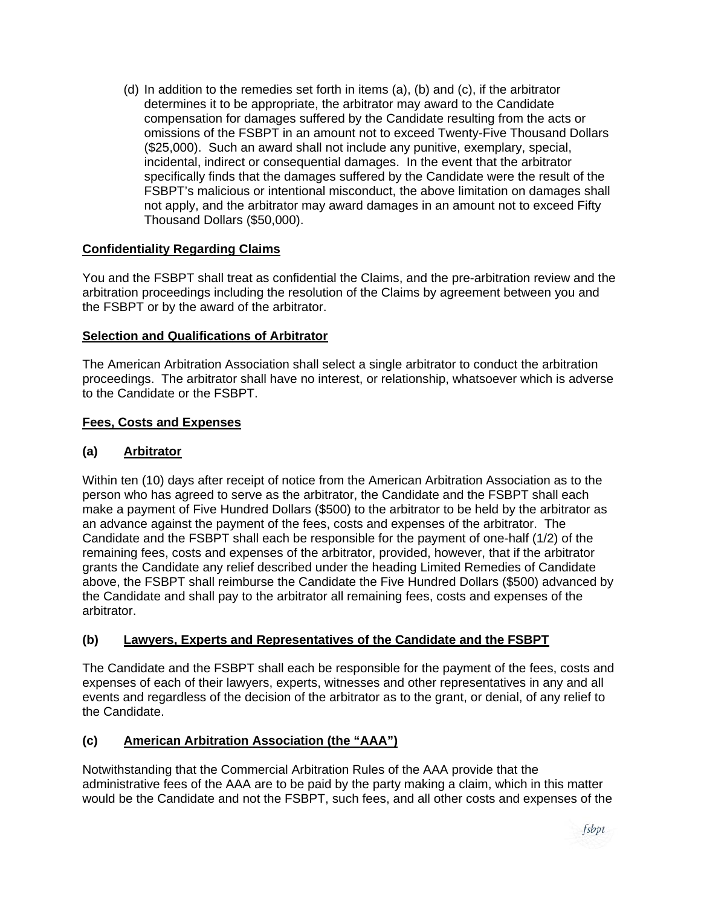(d) In addition to the remedies set forth in items (a), (b) and (c), if the arbitrator determines it to be appropriate, the arbitrator may award to the Candidate compensation for damages suffered by the Candidate resulting from the acts or omissions of the FSBPT in an amount not to exceed Twenty-Five Thousand Dollars ($25,000). Such an award shall not include any punitive, exemplary, special, incidental, indirect or consequential damages. In the event that the arbitrator specifically finds that the damages suffered by the Candidate were the result of the FSBPT's malicious or intentional misconduct, the above limitation on damages shall not apply, and the arbitrator may award damages in an amount not to exceed Fifty Thousand Dollars ($50,000).

**Confidentiality Regarding Claims**

You and the FSBPT shall treat as confidential the Claims, and the pre-arbitration review and the arbitration proceedings including the resolution of the Claims by agreement between you and the FSBPT or by the award of the arbitrator.

**Selection and Qualifications of Arbitrator**

The American Arbitration Association shall select a single arbitrator to conduct the arbitration proceedings. The arbitrator shall have no interest, or relationship, whatsoever which is adverse to the Candidate or the FSBPT.

**Fees, Costs and Expenses**

**(a) Arbitrator**

Within ten (10) days after receipt of notice from the American Arbitration Association as to the person who has agreed to serve as the arbitrator, the Candidate and the FSBPT shall each make a payment of Five Hundred Dollars ($500) to the arbitrator to be held by the arbitrator as an advance against the payment of the fees, costs and expenses of the arbitrator. The Candidate and the FSBPT shall each be responsible for the payment of one-half (1/2) of the remaining fees, costs and expenses of the arbitrator, provided, however, that if the arbitrator grants the Candidate any relief described under the heading Limited Remedies of Candidate above, the FSBPT shall reimburse the Candidate the Five Hundred Dollars ($500) advanced by the Candidate and shall pay to the arbitrator all remaining fees, costs and expenses of the arbitrator.

**(b) Lawyers, Experts and Representatives of the Candidate and the FSBPT**

The Candidate and the FSBPT shall each be responsible for the payment of the fees, costs and expenses of each of their lawyers, experts, witnesses and other representatives in any and all events and regardless of the decision of the arbitrator as to the grant, or denial, of any relief to the Candidate.

**(c) American Arbitration Association (the "AAA")**

Notwithstanding that the Commercial Arbitration Rules of the AAA provide that the administrative fees of the AAA are to be paid by the party making a claim, which in this matter would be the Candidate and not the FSBPT, such fees, and all other costs and expenses of the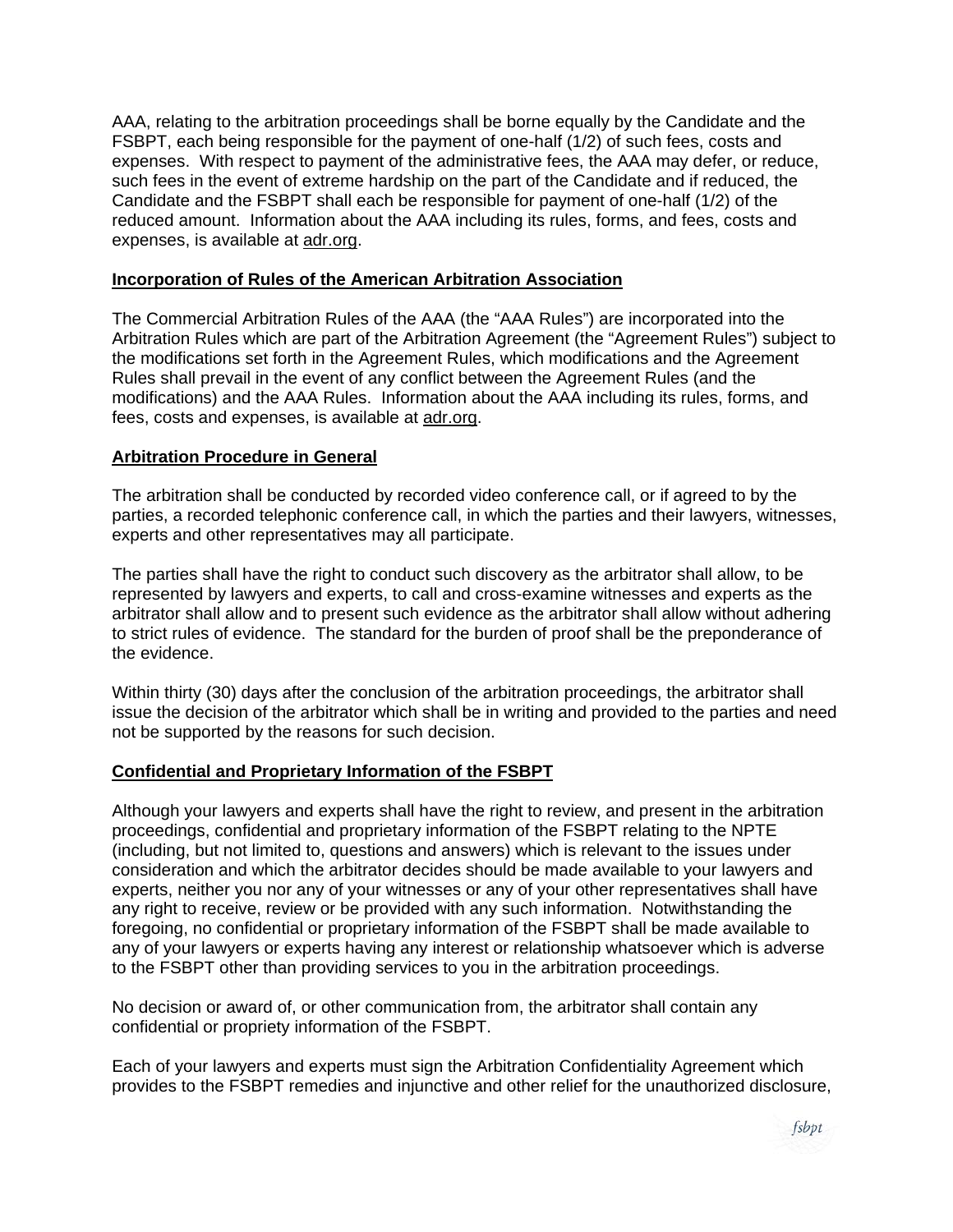AAA, relating to the arbitration proceedings shall be borne equally by the Candidate and the FSBPT, each being responsible for the payment of one-half (1/2) of such fees, costs and expenses. With respect to payment of the administrative fees, the AAA may defer, or reduce, such fees in the event of extreme hardship on the part of the Candidate and if reduced, the Candidate and the FSBPT shall each be responsible for payment of one-half (1/2) of the reduced amount. Information about the AAA including its rules, forms, and fees, costs and expenses, is available at adr.org.

**Incorporation of Rules of the American Arbitration Association**

The Commercial Arbitration Rules of the AAA (the "AAA Rules") are incorporated into the Arbitration Rules which are part of the Arbitration Agreement (the "Agreement Rules") subject to the modifications set forth in the Agreement Rules, which modifications and the Agreement Rules shall prevail in the event of any conflict between the Agreement Rules (and the modifications) and the AAA Rules. Information about the AAA including its rules, forms, and fees, costs and expenses, is available at adr.org.

**Arbitration Procedure in General**

The arbitration shall be conducted by recorded video conference call, or if agreed to by the parties, a recorded telephonic conference call, in which the parties and their lawyers, witnesses, experts and other representatives may all participate.

The parties shall have the right to conduct such discovery as the arbitrator shall allow, to be represented by lawyers and experts, to call and cross-examine witnesses and experts as the arbitrator shall allow and to present such evidence as the arbitrator shall allow without adhering to strict rules of evidence. The standard for the burden of proof shall be the preponderance of the evidence.

Within thirty (30) days after the conclusion of the arbitration proceedings, the arbitrator shall issue the decision of the arbitrator which shall be in writing and provided to the parties and need not be supported by the reasons for such decision.

**Confidential and Proprietary Information of the FSBPT**

Although your lawyers and experts shall have the right to review, and present in the arbitration proceedings, confidential and proprietary information of the FSBPT relating to the NPTE (including, but not limited to, questions and answers) which is relevant to the issues under consideration and which the arbitrator decides should be made available to your lawyers and experts, neither you nor any of your witnesses or any of your other representatives shall have any right to receive, review or be provided with any such information. Notwithstanding the foregoing, no confidential or proprietary information of the FSBPT shall be made available to any of your lawyers or experts having any interest or relationship whatsoever which is adverse to the FSBPT other than providing services to you in the arbitration proceedings.

No decision or award of, or other communication from, the arbitrator shall contain any confidential or propriety information of the FSBPT.

Each of your lawyers and experts must sign the Arbitration Confidentiality Agreement which provides to the FSBPT remedies and injunctive and other relief for the unauthorized disclosure,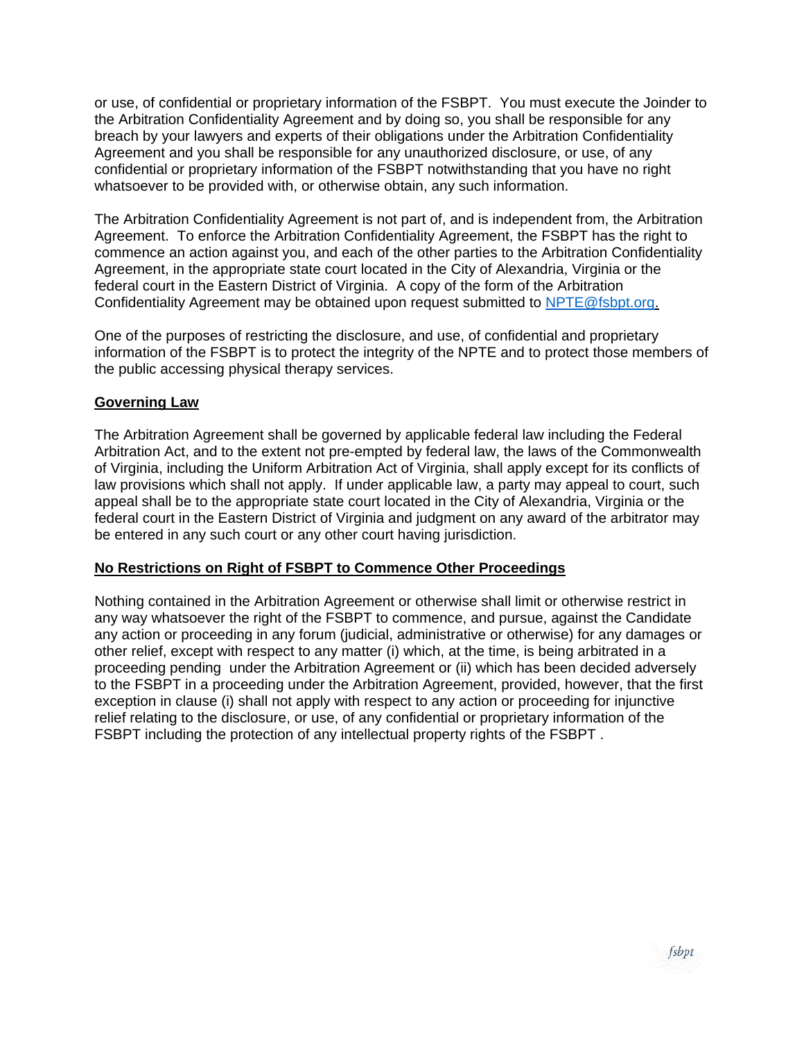or use, of confidential or proprietary information of the FSBPT. You must execute the Joinder to the Arbitration Confidentiality Agreement and by doing so, you shall be responsible for any breach by your lawyers and experts of their obligations under the Arbitration Confidentiality Agreement and you shall be responsible for any unauthorized disclosure, or use, of any confidential or proprietary information of the FSBPT notwithstanding that you have no right whatsoever to be provided with, or otherwise obtain, any such information.

The Arbitration Confidentiality Agreement is not part of, and is independent from, the Arbitration Agreement. To enforce the Arbitration Confidentiality Agreement, the FSBPT has the right to commence an action against you, and each of the other parties to the Arbitration Confidentiality Agreement, in the appropriate state court located in the City of Alexandria, Virginia or the federal court in the Eastern District of Virginia. A copy of the form of the Arbitration Confidentiality Agreement may be obtained upon request submitted to NPTE@fsbpt.org.

One of the purposes of restricting the disclosure, and use, of confidential and proprietary information of the FSBPT is to protect the integrity of the NPTE and to protect those members of the public accessing physical therapy services.

## Governing Law

The Arbitration Agreement shall be governed by applicable federal law including the Federal Arbitration Act, and to the extent not pre-empted by federal law, the laws of the Commonwealth of Virginia, including the Uniform Arbitration Act of Virginia, shall apply except for its conflicts of law provisions which shall not apply. If under applicable law, a party may appeal to court, such appeal shall be to the appropriate state court located in the City of Alexandria, Virginia or the federal court in the Eastern District of Virginia and judgment on any award of the arbitrator may be entered in any such court or any other court having jurisdiction.

## No Restrictions on Right of FSBPT to Commence Other Proceedings

Nothing contained in the Arbitration Agreement or otherwise shall limit or otherwise restrict in any way whatsoever the right of the FSBPT to commence, and pursue, against the Candidate any action or proceeding in any forum (judicial, administrative or otherwise) for any damages or other relief, except with respect to any matter (i) which, at the time, is being arbitrated in a proceeding pending under the Arbitration Agreement or (ii) which has been decided adversely to the FSBPT in a proceeding under the Arbitration Agreement, provided, however, that the first exception in clause (i) shall not apply with respect to any action or proceeding for injunctive relief relating to the disclosure, or use, of any confidential or proprietary information of the FSBPT including the protection of any intellectual property rights of the FSBPT .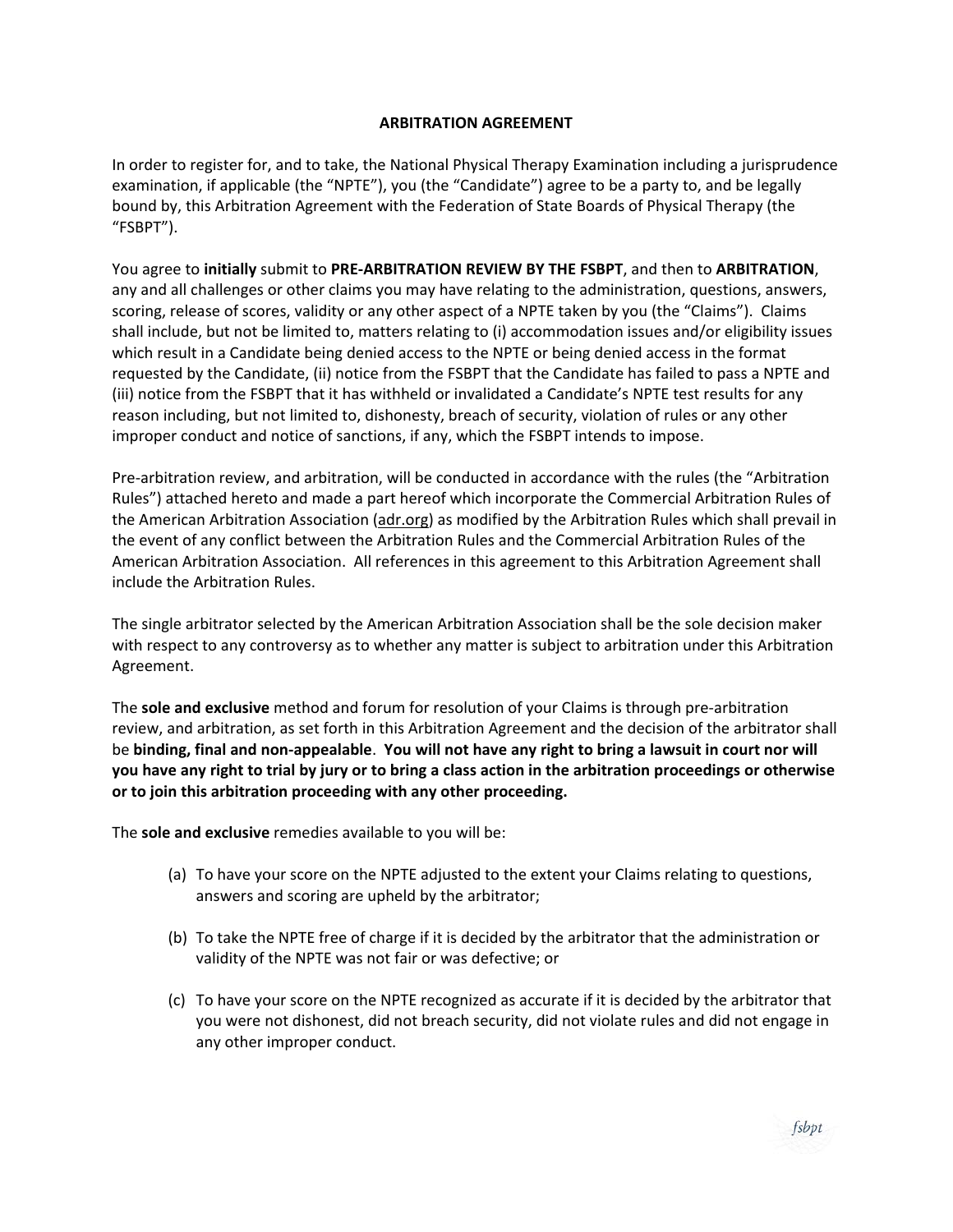**ARBITRATION AGREEMENT**

In order to register for, and to take, the National Physical Therapy Examination including a jurisprudence examination, if applicable (the "NPTE"), you (the "Candidate") agree to be a party to, and be legally bound by, this Arbitration Agreement with the Federation of State Boards of Physical Therapy (the "FSBPT").

You agree to **initially** submit to **PRE-ARBITRATION REVIEW BY THE FSBPT**, and then to **ARBITRATION**, any and all challenges or other claims you may have relating to the administration, questions, answers, scoring, release of scores, validity or any other aspect of a NPTE taken by you (the "Claims"). Claims shall include, but not be limited to, matters relating to (i) accommodation issues and/or eligibility issues which result in a Candidate being denied access to the NPTE or being denied access in the format requested by the Candidate, (ii) notice from the FSBPT that the Candidate has failed to pass a NPTE and (iii) notice from the FSBPT that it has withheld or invalidated a Candidate's NPTE test results for any reason including, but not limited to, dishonesty, breach of security, violation of rules or any other improper conduct and notice of sanctions, if any, which the FSBPT intends to impose.

Pre-arbitration review, and arbitration, will be conducted in accordance with the rules (the "Arbitration Rules") attached hereto and made a part hereof which incorporate the Commercial Arbitration Rules of the American Arbitration Association (adr.org) as modified by the Arbitration Rules which shall prevail in the event of any conflict between the Arbitration Rules and the Commercial Arbitration Rules of the American Arbitration Association. All references in this agreement to this Arbitration Agreement shall include the Arbitration Rules.

The single arbitrator selected by the American Arbitration Association shall be the sole decision maker with respect to any controversy as to whether any matter is subject to arbitration under this Arbitration Agreement.

The **sole and exclusive** method and forum for resolution of your Claims is through pre-arbitration review, and arbitration, as set forth in this Arbitration Agreement and the decision of the arbitrator shall be **binding, final and non-appealable**. **You will not have any right to bring a lawsuit in court nor will you have any right to trial by jury or to bring a class action in the arbitration proceedings or otherwise or to join this arbitration proceeding with any other proceeding.**

The **sole and exclusive** remedies available to you will be:

(a) To have your score on the NPTE adjusted to the extent your Claims relating to questions, answers and scoring are upheld by the arbitrator;

(b) To take the NPTE free of charge if it is decided by the arbitrator that the administration or validity of the NPTE was not fair or was defective; or

(c) To have your score on the NPTE recognized as accurate if it is decided by the arbitrator that you were not dishonest, did not breach security, did not violate rules and did not engage in any other improper conduct.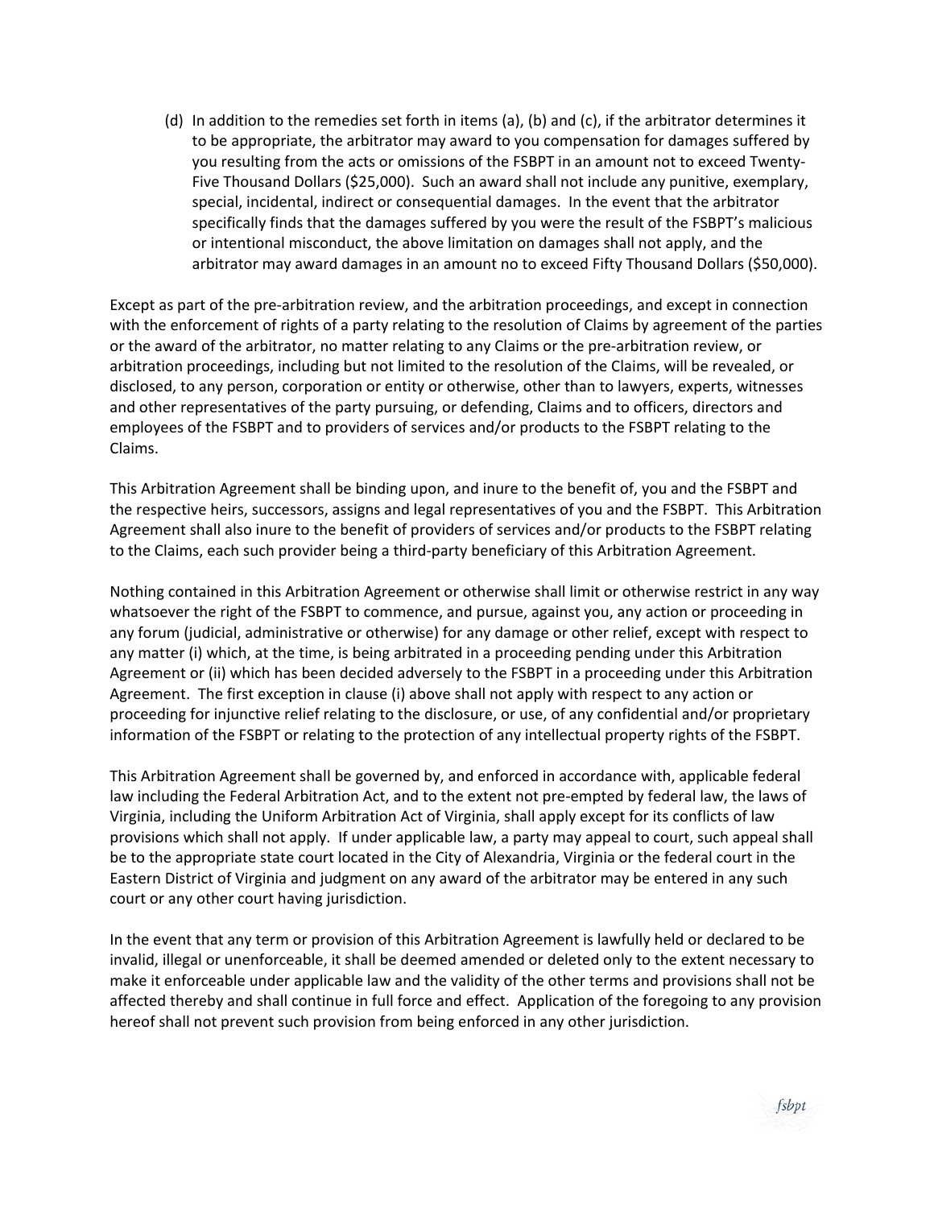(d) In addition to the remedies set forth in items (a), (b) and (c), if the arbitrator determines it to be appropriate, the arbitrator may award to you compensation for damages suffered by you resulting from the acts or omissions of the FSBPT in an amount not to exceed Twenty-Five Thousand Dollars ($25,000). Such an award shall not include any punitive, exemplary, special, incidental, indirect or consequential damages. In the event that the arbitrator specifically finds that the damages suffered by you were the result of the FSBPT's malicious or intentional misconduct, the above limitation on damages shall not apply, and the arbitrator may award damages in an amount no to exceed Fifty Thousand Dollars ($50,000).

Except as part of the pre-arbitration review, and the arbitration proceedings, and except in connection with the enforcement of rights of a party relating to the resolution of Claims by agreement of the parties or the award of the arbitrator, no matter relating to any Claims or the pre-arbitration review, or arbitration proceedings, including but not limited to the resolution of the Claims, will be revealed, or disclosed, to any person, corporation or entity or otherwise, other than to lawyers, experts, witnesses and other representatives of the party pursuing, or defending, Claims and to officers, directors and employees of the FSBPT and to providers of services and/or products to the FSBPT relating to the Claims.

This Arbitration Agreement shall be binding upon, and inure to the benefit of, you and the FSBPT and the respective heirs, successors, assigns and legal representatives of you and the FSBPT. This Arbitration Agreement shall also inure to the benefit of providers of services and/or products to the FSBPT relating to the Claims, each such provider being a third-party beneficiary of this Arbitration Agreement.

Nothing contained in this Arbitration Agreement or otherwise shall limit or otherwise restrict in any way whatsoever the right of the FSBPT to commence, and pursue, against you, any action or proceeding in any forum (judicial, administrative or otherwise) for any damage or other relief, except with respect to any matter (i) which, at the time, is being arbitrated in a proceeding pending under this Arbitration Agreement or (ii) which has been decided adversely to the FSBPT in a proceeding under this Arbitration Agreement. The first exception in clause (i) above shall not apply with respect to any action or proceeding for injunctive relief relating to the disclosure, or use, of any confidential and/or proprietary information of the FSBPT or relating to the protection of any intellectual property rights of the FSBPT.

This Arbitration Agreement shall be governed by, and enforced in accordance with, applicable federal law including the Federal Arbitration Act, and to the extent not pre-empted by federal law, the laws of Virginia, including the Uniform Arbitration Act of Virginia, shall apply except for its conflicts of law provisions which shall not apply. If under applicable law, a party may appeal to court, such appeal shall be to the appropriate state court located in the City of Alexandria, Virginia or the federal court in the Eastern District of Virginia and judgment on any award of the arbitrator may be entered in any such court or any other court having jurisdiction.

In the event that any term or provision of this Arbitration Agreement is lawfully held or declared to be invalid, illegal or unenforceable, it shall be deemed amended or deleted only to the extent necessary to make it enforceable under applicable law and the validity of the other terms and provisions shall not be affected thereby and shall continue in full force and effect. Application of the foregoing to any provision hereof shall not prevent such provision from being enforced in any other jurisdiction.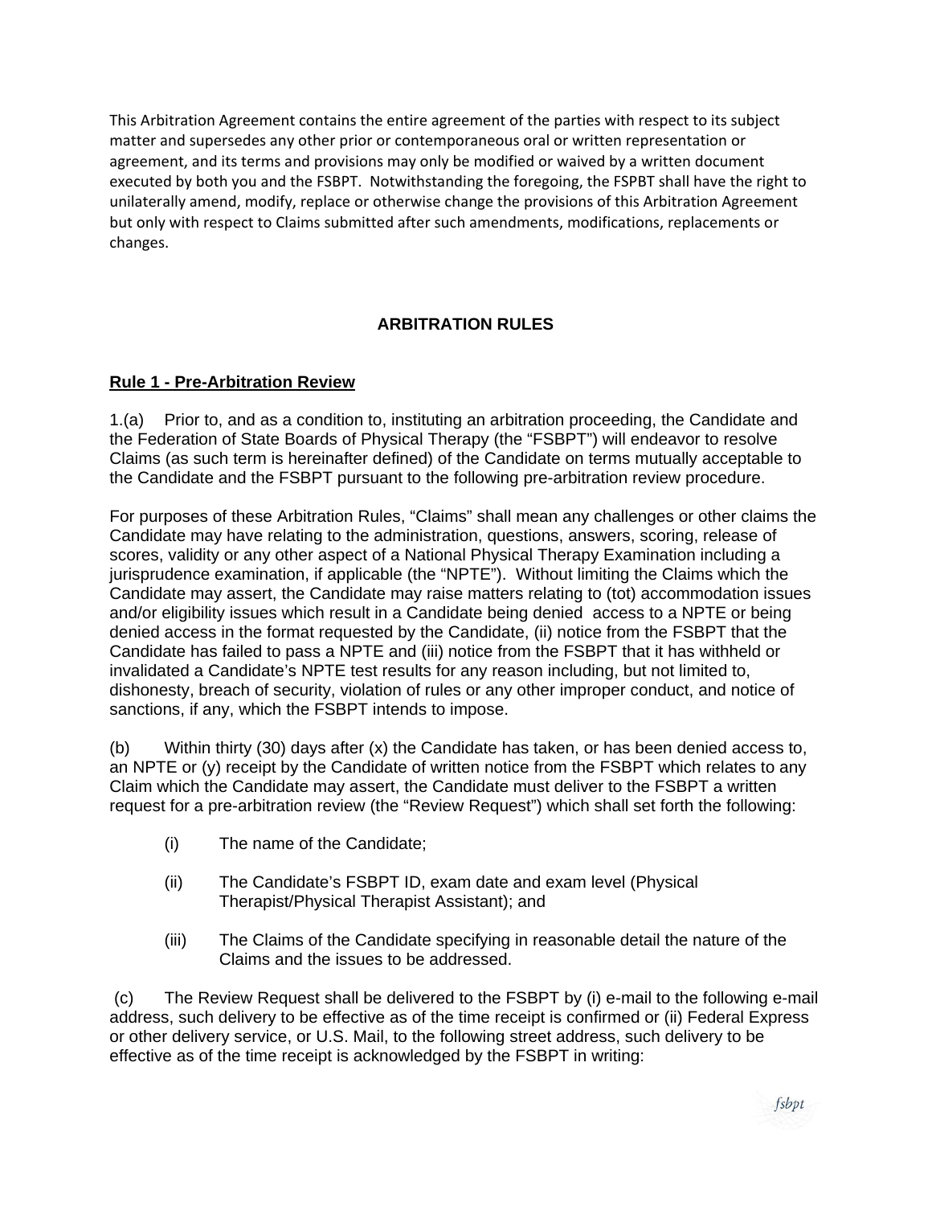This Arbitration Agreement contains the entire agreement of the parties with respect to its subject matter and supersedes any other prior or contemporaneous oral or written representation or agreement, and its terms and provisions may only be modified or waived by a written document executed by both you and the FSBPT. Notwithstanding the foregoing, the FSPBT shall have the right to unilaterally amend, modify, replace or otherwise change the provisions of this Arbitration Agreement but only with respect to Claims submitted after such amendments, modifications, replacements or changes.

## ARBITRATION RULES

### Rule 1 - Pre-Arbitration Review

1.(a) Prior to, and as a condition to, instituting an arbitration proceeding, the Candidate and the Federation of State Boards of Physical Therapy (the "FSBPT") will endeavor to resolve Claims (as such term is hereinafter defined) of the Candidate on terms mutually acceptable to the Candidate and the FSBPT pursuant to the following pre-arbitration review procedure.

For purposes of these Arbitration Rules, "Claims" shall mean any challenges or other claims the Candidate may have relating to the administration, questions, answers, scoring, release of scores, validity or any other aspect of a National Physical Therapy Examination including a jurisprudence examination, if applicable (the "NPTE"). Without limiting the Claims which the Candidate may assert, the Candidate may raise matters relating to (tot) accommodation issues and/or eligibility issues which result in a Candidate being denied access to a NPTE or being denied access in the format requested by the Candidate, (ii) notice from the FSBPT that the Candidate has failed to pass a NPTE and (iii) notice from the FSBPT that it has withheld or invalidated a Candidate's NPTE test results for any reason including, but not limited to, dishonesty, breach of security, violation of rules or any other improper conduct, and notice of sanctions, if any, which the FSBPT intends to impose.

(b) Within thirty (30) days after (x) the Candidate has taken, or has been denied access to, an NPTE or (y) receipt by the Candidate of written notice from the FSBPT which relates to any Claim which the Candidate may assert, the Candidate must deliver to the FSBPT a written request for a pre-arbitration review (the "Review Request") which shall set forth the following:

(i) The name of the Candidate;

(ii) The Candidate's FSBPT ID, exam date and exam level (Physical Therapist/Physical Therapist Assistant); and

(iii) The Claims of the Candidate specifying in reasonable detail the nature of the Claims and the issues to be addressed.

(c) The Review Request shall be delivered to the FSBPT by (i) e-mail to the following e-mail address, such delivery to be effective as of the time receipt is confirmed or (ii) Federal Express or other delivery service, or U.S. Mail, to the following street address, such delivery to be effective as of the time receipt is acknowledged by the FSBPT in writing: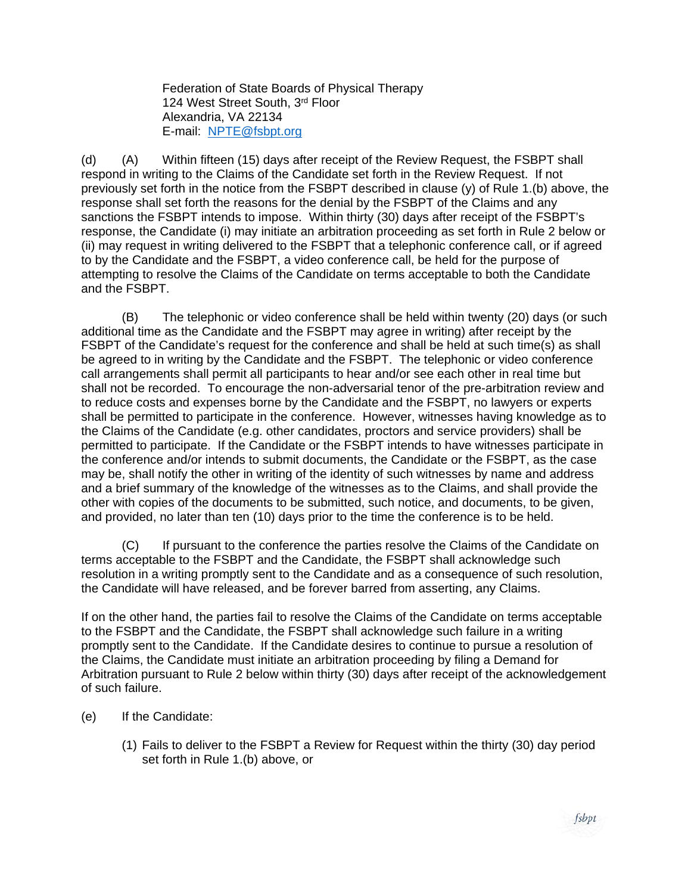Federation of State Boards of Physical Therapy
124 West Street South, 3rd Floor
Alexandria, VA 22134
E-mail: NPTE@fsbpt.org

(d) (A) Within fifteen (15) days after receipt of the Review Request, the FSBPT shall respond in writing to the Claims of the Candidate set forth in the Review Request. If not previously set forth in the notice from the FSBPT described in clause (y) of Rule 1.(b) above, the response shall set forth the reasons for the denial by the FSBPT of the Claims and any sanctions the FSBPT intends to impose. Within thirty (30) days after receipt of the FSBPT's response, the Candidate (i) may initiate an arbitration proceeding as set forth in Rule 2 below or (ii) may request in writing delivered to the FSBPT that a telephonic conference call, or if agreed to by the Candidate and the FSBPT, a video conference call, be held for the purpose of attempting to resolve the Claims of the Candidate on terms acceptable to both the Candidate and the FSBPT.

(B) The telephonic or video conference shall be held within twenty (20) days (or such additional time as the Candidate and the FSBPT may agree in writing) after receipt by the FSBPT of the Candidate's request for the conference and shall be held at such time(s) as shall be agreed to in writing by the Candidate and the FSBPT. The telephonic or video conference call arrangements shall permit all participants to hear and/or see each other in real time but shall not be recorded. To encourage the non-adversarial tenor of the pre-arbitration review and to reduce costs and expenses borne by the Candidate and the FSBPT, no lawyers or experts shall be permitted to participate in the conference. However, witnesses having knowledge as to the Claims of the Candidate (e.g. other candidates, proctors and service providers) shall be permitted to participate. If the Candidate or the FSBPT intends to have witnesses participate in the conference and/or intends to submit documents, the Candidate or the FSBPT, as the case may be, shall notify the other in writing of the identity of such witnesses by name and address and a brief summary of the knowledge of the witnesses as to the Claims, and shall provide the other with copies of the documents to be submitted, such notice, and documents, to be given, and provided, no later than ten (10) days prior to the time the conference is to be held.

(C) If pursuant to the conference the parties resolve the Claims of the Candidate on terms acceptable to the FSBPT and the Candidate, the FSBPT shall acknowledge such resolution in a writing promptly sent to the Candidate and as a consequence of such resolution, the Candidate will have released, and be forever barred from asserting, any Claims.

If on the other hand, the parties fail to resolve the Claims of the Candidate on terms acceptable to the FSBPT and the Candidate, the FSBPT shall acknowledge such failure in a writing promptly sent to the Candidate. If the Candidate desires to continue to pursue a resolution of the Claims, the Candidate must initiate an arbitration proceeding by filing a Demand for Arbitration pursuant to Rule 2 below within thirty (30) days after receipt of the acknowledgement of such failure.

(e) If the Candidate:

(1) Fails to deliver to the FSBPT a Review for Request within the thirty (30) day period set forth in Rule 1.(b) above, or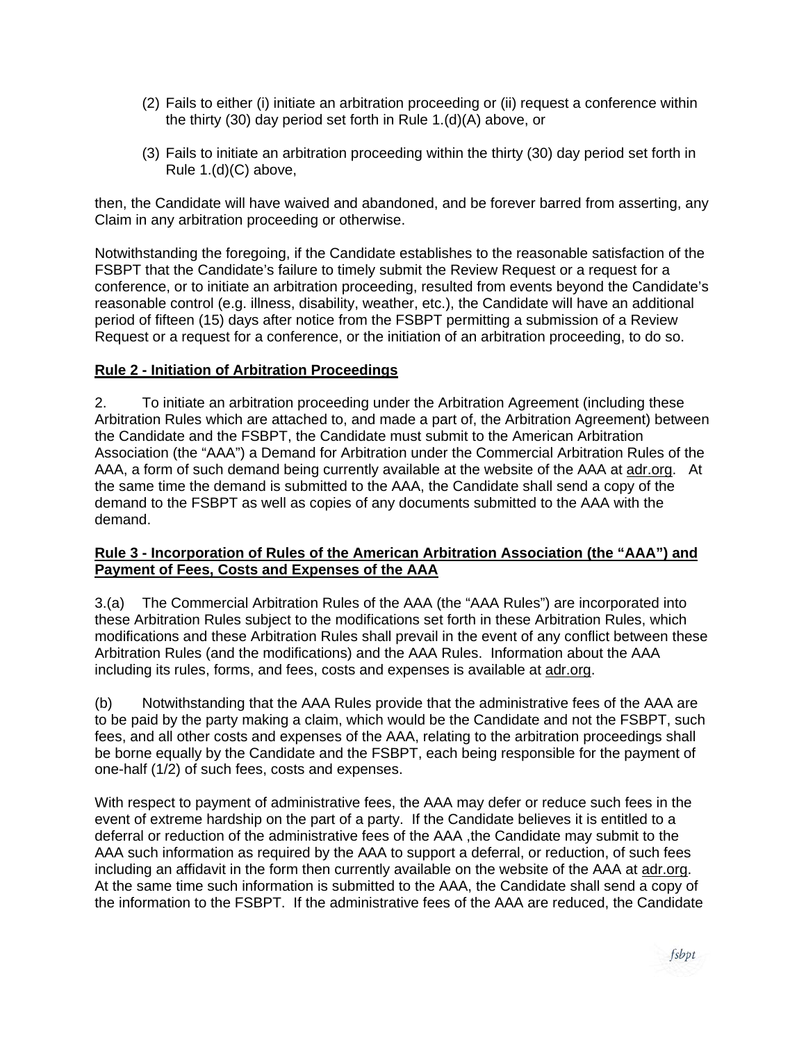(2) Fails to either (i) initiate an arbitration proceeding or (ii) request a conference within the thirty (30) day period set forth in Rule 1.(d)(A) above, or

(3) Fails to initiate an arbitration proceeding within the thirty (30) day period set forth in Rule 1.(d)(C) above,

then, the Candidate will have waived and abandoned, and be forever barred from asserting, any Claim in any arbitration proceeding or otherwise.

Notwithstanding the foregoing, if the Candidate establishes to the reasonable satisfaction of the FSBPT that the Candidate's failure to timely submit the Review Request or a request for a conference, or to initiate an arbitration proceeding, resulted from events beyond the Candidate's reasonable control (e.g. illness, disability, weather, etc.), the Candidate will have an additional period of fifteen (15) days after notice from the FSBPT permitting a submission of a Review Request or a request for a conference, or the initiation of an arbitration proceeding, to do so.

**Rule 2 - Initiation of Arbitration Proceedings**

2. To initiate an arbitration proceeding under the Arbitration Agreement (including these Arbitration Rules which are attached to, and made a part of, the Arbitration Agreement) between the Candidate and the FSBPT, the Candidate must submit to the American Arbitration Association (the "AAA") a Demand for Arbitration under the Commercial Arbitration Rules of the AAA, a form of such demand being currently available at the website of the AAA at adr.org. At the same time the demand is submitted to the AAA, the Candidate shall send a copy of the demand to the FSBPT as well as copies of any documents submitted to the AAA with the demand.

**Rule 3 - Incorporation of Rules of the American Arbitration Association (the "AAA") and Payment of Fees, Costs and Expenses of the AAA**

3.(a) The Commercial Arbitration Rules of the AAA (the "AAA Rules") are incorporated into these Arbitration Rules subject to the modifications set forth in these Arbitration Rules, which modifications and these Arbitration Rules shall prevail in the event of any conflict between these Arbitration Rules (and the modifications) and the AAA Rules. Information about the AAA including its rules, forms, and fees, costs and expenses is available at adr.org.

(b) Notwithstanding that the AAA Rules provide that the administrative fees of the AAA are to be paid by the party making a claim, which would be the Candidate and not the FSBPT, such fees, and all other costs and expenses of the AAA, relating to the arbitration proceedings shall be borne equally by the Candidate and the FSBPT, each being responsible for the payment of one-half (1/2) of such fees, costs and expenses.

With respect to payment of administrative fees, the AAA may defer or reduce such fees in the event of extreme hardship on the part of a party. If the Candidate believes it is entitled to a deferral or reduction of the administrative fees of the AAA ,the Candidate may submit to the AAA such information as required by the AAA to support a deferral, or reduction, of such fees including an affidavit in the form then currently available on the website of the AAA at adr.org. At the same time such information is submitted to the AAA, the Candidate shall send a copy of the information to the FSBPT. If the administrative fees of the AAA are reduced, the Candidate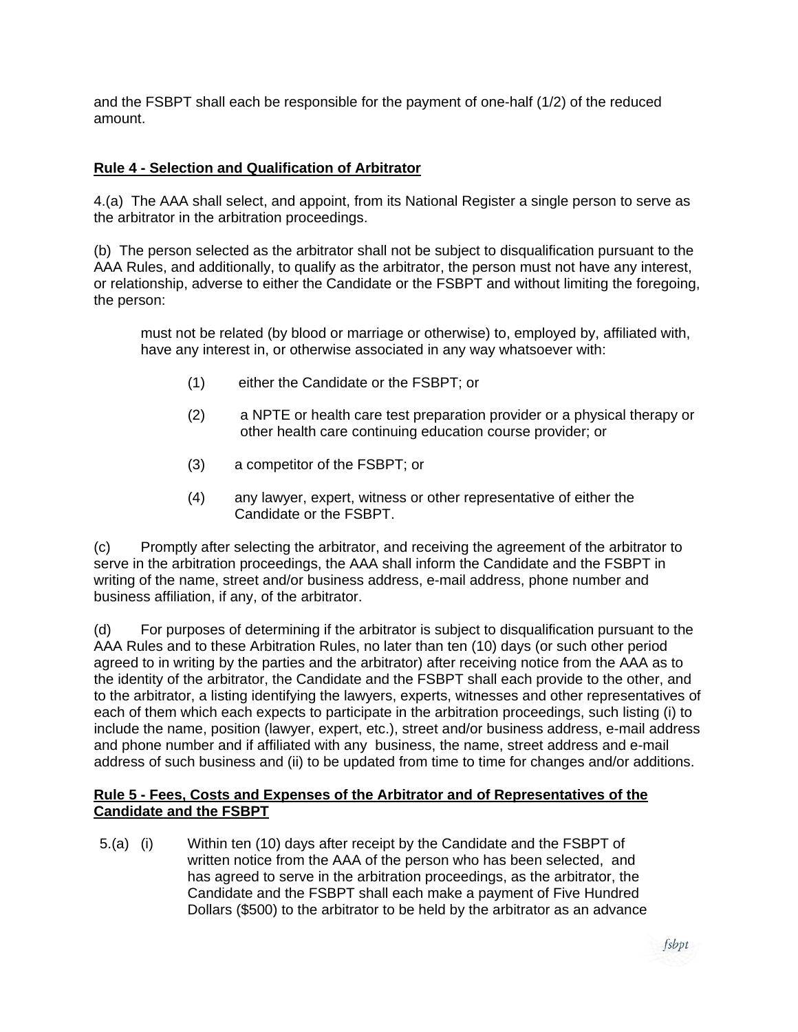and the FSBPT shall each be responsible for the payment of one-half (1/2) of the reduced amount.

**Rule 4 - Selection and Qualification of Arbitrator**

4.(a) The AAA shall select, and appoint, from its National Register a single person to serve as the arbitrator in the arbitration proceedings.

(b) The person selected as the arbitrator shall not be subject to disqualification pursuant to the AAA Rules, and additionally, to qualify as the arbitrator, the person must not have any interest, or relationship, adverse to either the Candidate or the FSBPT and without limiting the foregoing, the person:

> must not be related (by blood or marriage or otherwise) to, employed by, affiliated with, have any interest in, or otherwise associated in any way whatsoever with:
>
> (1) either the Candidate or the FSBPT; or
>
> (2) a NPTE or health care test preparation provider or a physical therapy or other health care continuing education course provider; or
>
> (3) a competitor of the FSBPT; or
>
> (4) any lawyer, expert, witness or other representative of either the Candidate or the FSBPT.

(c) Promptly after selecting the arbitrator, and receiving the agreement of the arbitrator to serve in the arbitration proceedings, the AAA shall inform the Candidate and the FSBPT in writing of the name, street and/or business address, e-mail address, phone number and business affiliation, if any, of the arbitrator.

(d) For purposes of determining if the arbitrator is subject to disqualification pursuant to the AAA Rules and to these Arbitration Rules, no later than ten (10) days (or such other period agreed to in writing by the parties and the arbitrator) after receiving notice from the AAA as to the identity of the arbitrator, the Candidate and the FSBPT shall each provide to the other, and to the arbitrator, a listing identifying the lawyers, experts, witnesses and other representatives of each of them which each expects to participate in the arbitration proceedings, such listing (i) to include the name, position (lawyer, expert, etc.), street and/or business address, e-mail address and phone number and if affiliated with any business, the name, street address and e-mail address of such business and (ii) to be updated from time to time for changes and/or additions.

**Rule 5 - Fees, Costs and Expenses of the Arbitrator and of Representatives of the Candidate and the FSBPT**

5.(a) (i) Within ten (10) days after receipt by the Candidate and the FSBPT of written notice from the AAA of the person who has been selected, and has agreed to serve in the arbitration proceedings, as the arbitrator, the Candidate and the FSBPT shall each make a payment of Five Hundred Dollars ($500) to the arbitrator to be held by the arbitrator as an advance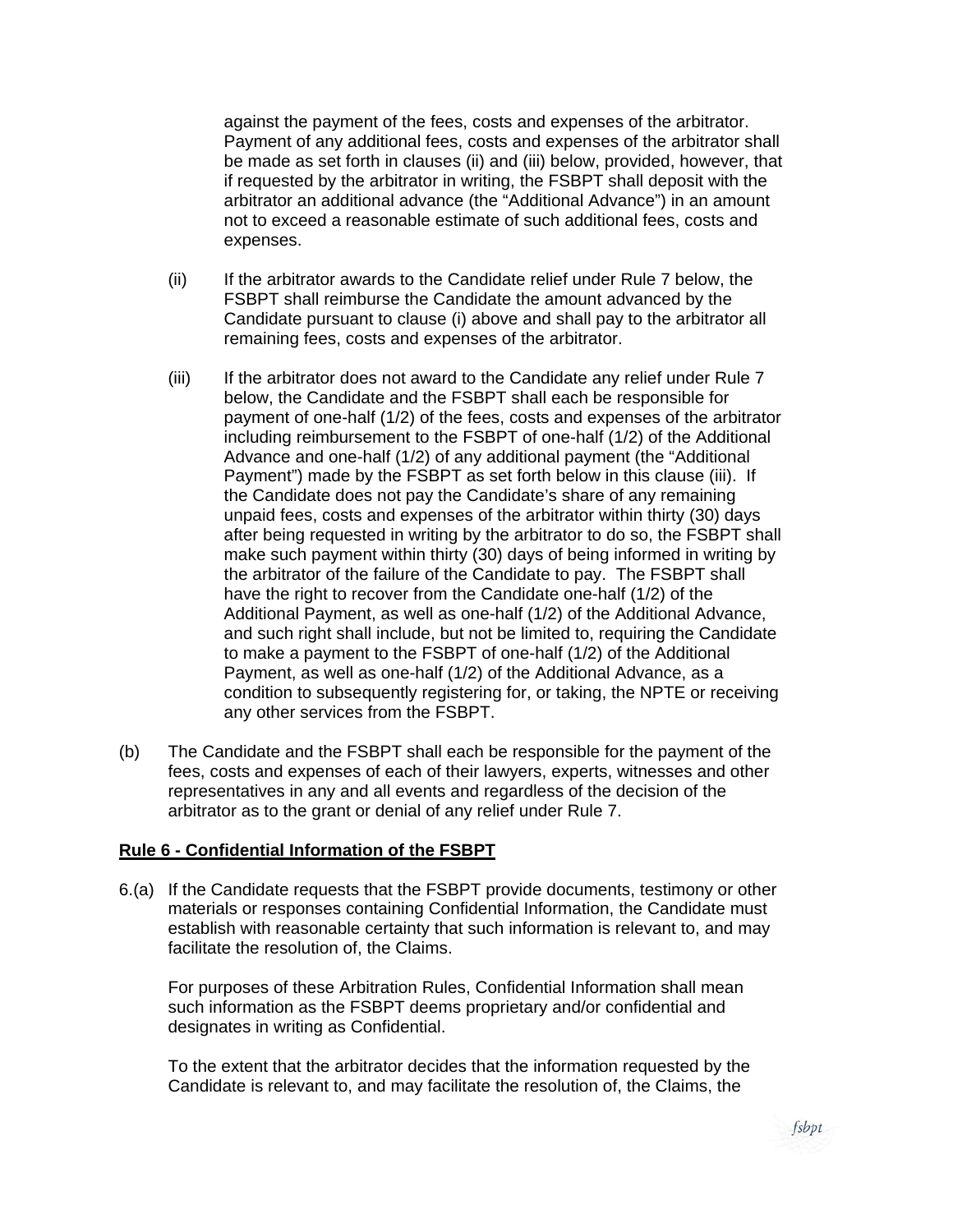against the payment of the fees, costs and expenses of the arbitrator. Payment of any additional fees, costs and expenses of the arbitrator shall be made as set forth in clauses (ii) and (iii) below, provided, however, that if requested by the arbitrator in writing, the FSBPT shall deposit with the arbitrator an additional advance (the "Additional Advance") in an amount not to exceed a reasonable estimate of such additional fees, costs and expenses.

(ii) If the arbitrator awards to the Candidate relief under Rule 7 below, the FSBPT shall reimburse the Candidate the amount advanced by the Candidate pursuant to clause (i) above and shall pay to the arbitrator all remaining fees, costs and expenses of the arbitrator.

(iii) If the arbitrator does not award to the Candidate any relief under Rule 7 below, the Candidate and the FSBPT shall each be responsible for payment of one-half (1/2) of the fees, costs and expenses of the arbitrator including reimbursement to the FSBPT of one-half (1/2) of the Additional Advance and one-half (1/2) of any additional payment (the "Additional Payment") made by the FSBPT as set forth below in this clause (iii). If the Candidate does not pay the Candidate's share of any remaining unpaid fees, costs and expenses of the arbitrator within thirty (30) days after being requested in writing by the arbitrator to do so, the FSBPT shall make such payment within thirty (30) days of being informed in writing by the arbitrator of the failure of the Candidate to pay. The FSBPT shall have the right to recover from the Candidate one-half (1/2) of the Additional Payment, as well as one-half (1/2) of the Additional Advance, and such right shall include, but not be limited to, requiring the Candidate to make a payment to the FSBPT of one-half (1/2) of the Additional Payment, as well as one-half (1/2) of the Additional Advance, as a condition to subsequently registering for, or taking, the NPTE or receiving any other services from the FSBPT.

(b) The Candidate and the FSBPT shall each be responsible for the payment of the fees, costs and expenses of each of their lawyers, experts, witnesses and other representatives in any and all events and regardless of the decision of the arbitrator as to the grant or denial of any relief under Rule 7.

## Rule 6 - Confidential Information of the FSBPT

6.(a) If the Candidate requests that the FSBPT provide documents, testimony or other materials or responses containing Confidential Information, the Candidate must establish with reasonable certainty that such information is relevant to, and may facilitate the resolution of, the Claims.

For purposes of these Arbitration Rules, Confidential Information shall mean such information as the FSBPT deems proprietary and/or confidential and designates in writing as Confidential.

To the extent that the arbitrator decides that the information requested by the Candidate is relevant to, and may facilitate the resolution of, the Claims, the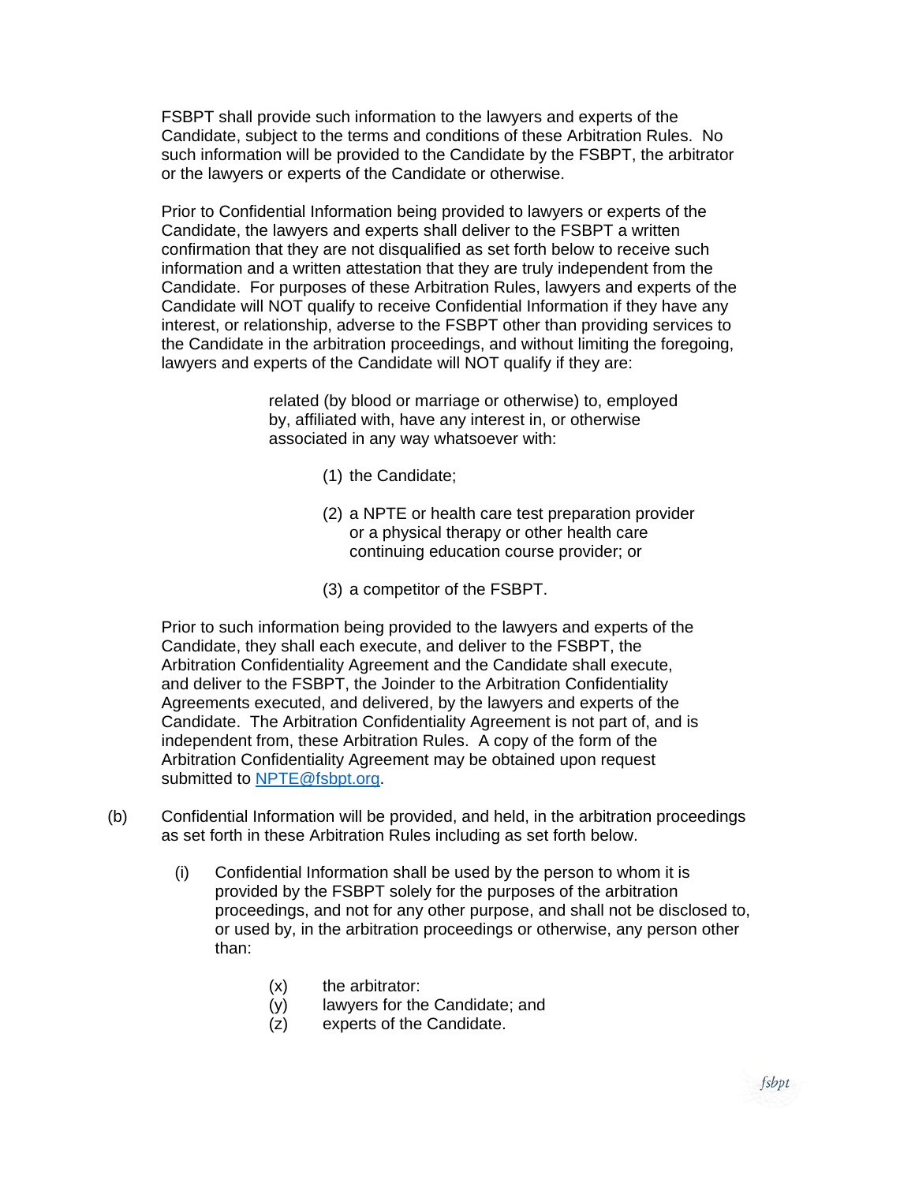FSBPT shall provide such information to the lawyers and experts of the Candidate, subject to the terms and conditions of these Arbitration Rules. No such information will be provided to the Candidate by the FSBPT, the arbitrator or the lawyers or experts of the Candidate or otherwise.

Prior to Confidential Information being provided to lawyers or experts of the Candidate, the lawyers and experts shall deliver to the FSBPT a written confirmation that they are not disqualified as set forth below to receive such information and a written attestation that they are truly independent from the Candidate. For purposes of these Arbitration Rules, lawyers and experts of the Candidate will NOT qualify to receive Confidential Information if they have any interest, or relationship, adverse to the FSBPT other than providing services to the Candidate in the arbitration proceedings, and without limiting the foregoing, lawyers and experts of the Candidate will NOT qualify if they are:

> related (by blood or marriage or otherwise) to, employed by, affiliated with, have any interest in, or otherwise associated in any way whatsoever with:
>
> (1) the Candidate;
>
> (2) a NPTE or health care test preparation provider or a physical therapy or other health care continuing education course provider; or
>
> (3) a competitor of the FSBPT.

Prior to such information being provided to the lawyers and experts of the Candidate, they shall each execute, and deliver to the FSBPT, the Arbitration Confidentiality Agreement and the Candidate shall execute, and deliver to the FSBPT, the Joinder to the Arbitration Confidentiality Agreements executed, and delivered, by the lawyers and experts of the Candidate. The Arbitration Confidentiality Agreement is not part of, and is independent from, these Arbitration Rules. A copy of the form of the Arbitration Confidentiality Agreement may be obtained upon request submitted to NPTE@fsbpt.org.

(b) Confidential Information will be provided, and held, in the arbitration proceedings as set forth in these Arbitration Rules including as set forth below.

(i) Confidential Information shall be used by the person to whom it is provided by the FSBPT solely for the purposes of the arbitration proceedings, and not for any other purpose, and shall not be disclosed to, or used by, in the arbitration proceedings or otherwise, any person other than:

(x) the arbitrator:
(y) lawyers for the Candidate; and
(z) experts of the Candidate.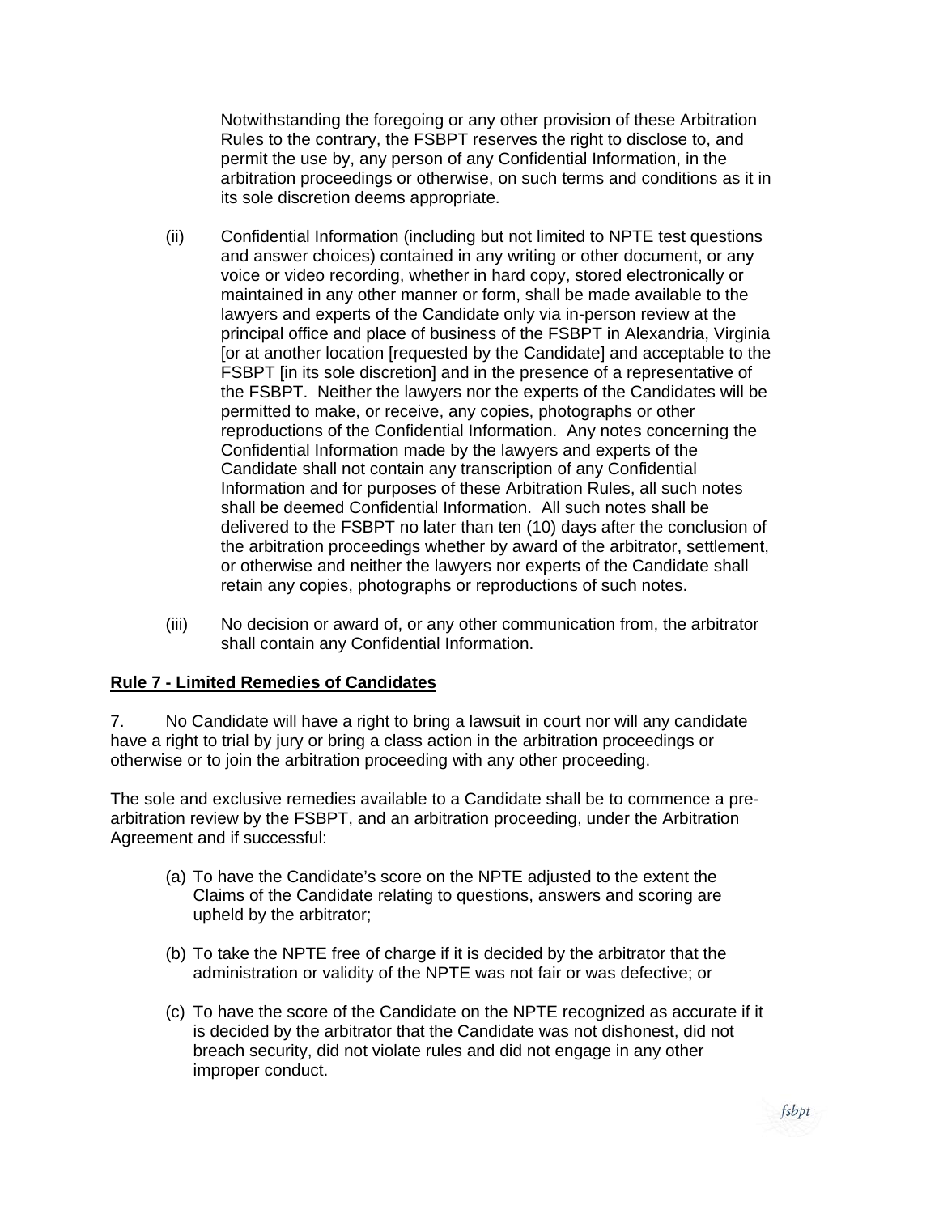Notwithstanding the foregoing or any other provision of these Arbitration Rules to the contrary, the FSBPT reserves the right to disclose to, and permit the use by, any person of any Confidential Information, in the arbitration proceedings or otherwise, on such terms and conditions as it in its sole discretion deems appropriate.

(ii) Confidential Information (including but not limited to NPTE test questions and answer choices) contained in any writing or other document, or any voice or video recording, whether in hard copy, stored electronically or maintained in any other manner or form, shall be made available to the lawyers and experts of the Candidate only via in-person review at the principal office and place of business of the FSBPT in Alexandria, Virginia [or at another location [requested by the Candidate] and acceptable to the FSBPT [in its sole discretion] and in the presence of a representative of the FSBPT. Neither the lawyers nor the experts of the Candidates will be permitted to make, or receive, any copies, photographs or other reproductions of the Confidential Information. Any notes concerning the Confidential Information made by the lawyers and experts of the Candidate shall not contain any transcription of any Confidential Information and for purposes of these Arbitration Rules, all such notes shall be deemed Confidential Information. All such notes shall be delivered to the FSBPT no later than ten (10) days after the conclusion of the arbitration proceedings whether by award of the arbitrator, settlement, or otherwise and neither the lawyers nor experts of the Candidate shall retain any copies, photographs or reproductions of such notes.

(iii) No decision or award of, or any other communication from, the arbitrator shall contain any Confidential Information.

**Rule 7 - Limited Remedies of Candidates**

7. No Candidate will have a right to bring a lawsuit in court nor will any candidate have a right to trial by jury or bring a class action in the arbitration proceedings or otherwise or to join the arbitration proceeding with any other proceeding.

The sole and exclusive remedies available to a Candidate shall be to commence a pre-arbitration review by the FSBPT, and an arbitration proceeding, under the Arbitration Agreement and if successful:

(a) To have the Candidate's score on the NPTE adjusted to the extent the Claims of the Candidate relating to questions, answers and scoring are upheld by the arbitrator;

(b) To take the NPTE free of charge if it is decided by the arbitrator that the administration or validity of the NPTE was not fair or was defective; or

(c) To have the score of the Candidate on the NPTE recognized as accurate if it is decided by the arbitrator that the Candidate was not dishonest, did not breach security, did not violate rules and did not engage in any other improper conduct.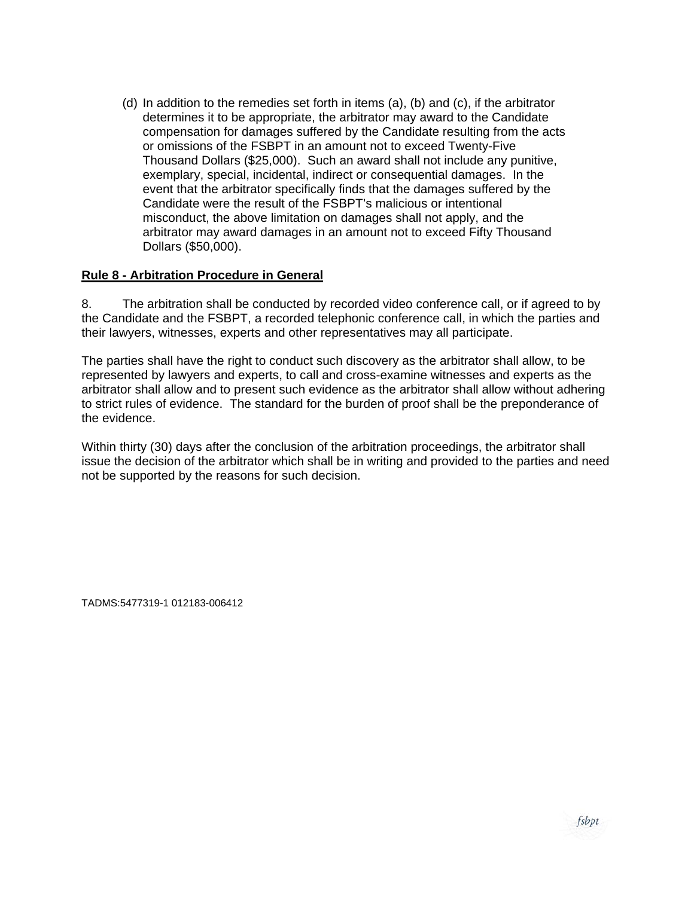(d) In addition to the remedies set forth in items (a), (b) and (c), if the arbitrator determines it to be appropriate, the arbitrator may award to the Candidate compensation for damages suffered by the Candidate resulting from the acts or omissions of the FSBPT in an amount not to exceed Twenty-Five Thousand Dollars ($25,000). Such an award shall not include any punitive, exemplary, special, incidental, indirect or consequential damages. In the event that the arbitrator specifically finds that the damages suffered by the Candidate were the result of the FSBPT's malicious or intentional misconduct, the above limitation on damages shall not apply, and the arbitrator may award damages in an amount not to exceed Fifty Thousand Dollars ($50,000).

**Rule 8 - Arbitration Procedure in General**

8. The arbitration shall be conducted by recorded video conference call, or if agreed to by the Candidate and the FSBPT, a recorded telephonic conference call, in which the parties and their lawyers, witnesses, experts and other representatives may all participate.

The parties shall have the right to conduct such discovery as the arbitrator shall allow, to be represented by lawyers and experts, to call and cross-examine witnesses and experts as the arbitrator shall allow and to present such evidence as the arbitrator shall allow without adhering to strict rules of evidence. The standard for the burden of proof shall be the preponderance of the evidence.

Within thirty (30) days after the conclusion of the arbitration proceedings, the arbitrator shall issue the decision of the arbitrator which shall be in writing and provided to the parties and need not be supported by the reasons for such decision.

TADMS:5477319-1 012183-006412